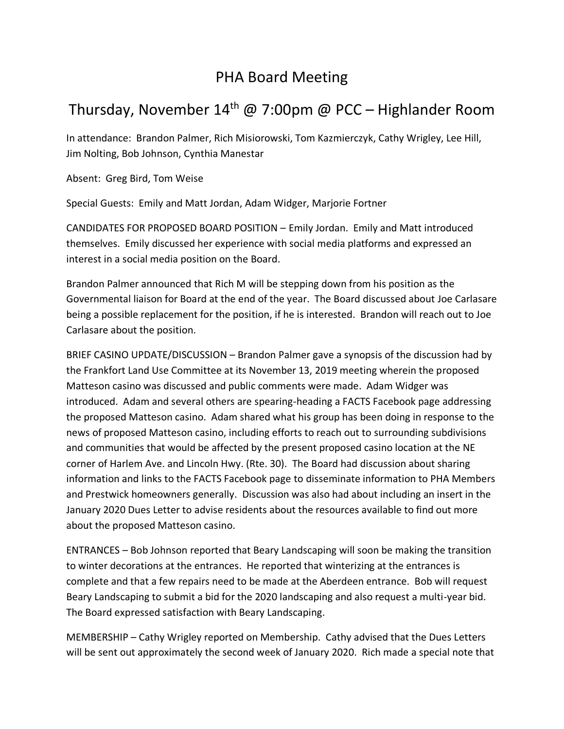# PHA Board Meeting

## Thursday, November 14th @ 7:00pm @ PCC – Highlander Room

In attendance: Brandon Palmer, Rich Misiorowski, Tom Kazmierczyk, Cathy Wrigley, Lee Hill, Jim Nolting, Bob Johnson, Cynthia Manestar

Absent: Greg Bird, Tom Weise

Special Guests: Emily and Matt Jordan, Adam Widger, Marjorie Fortner

CANDIDATES FOR PROPOSED BOARD POSITION – Emily Jordan. Emily and Matt introduced themselves. Emily discussed her experience with social media platforms and expressed an interest in a social media position on the Board.

Brandon Palmer announced that Rich M will be stepping down from his position as the Governmental liaison for Board at the end of the year. The Board discussed about Joe Carlasare being a possible replacement for the position, if he is interested. Brandon will reach out to Joe Carlasare about the position.

BRIEF CASINO UPDATE/DISCUSSION – Brandon Palmer gave a synopsis of the discussion had by the Frankfort Land Use Committee at its November 13, 2019 meeting wherein the proposed Matteson casino was discussed and public comments were made. Adam Widger was introduced. Adam and several others are spearing-heading a FACTS Facebook page addressing the proposed Matteson casino. Adam shared what his group has been doing in response to the news of proposed Matteson casino, including efforts to reach out to surrounding subdivisions and communities that would be affected by the present proposed casino location at the NE corner of Harlem Ave. and Lincoln Hwy. (Rte. 30). The Board had discussion about sharing information and links to the FACTS Facebook page to disseminate information to PHA Members and Prestwick homeowners generally. Discussion was also had about including an insert in the January 2020 Dues Letter to advise residents about the resources available to find out more about the proposed Matteson casino.

ENTRANCES – Bob Johnson reported that Beary Landscaping will soon be making the transition to winter decorations at the entrances. He reported that winterizing at the entrances is complete and that a few repairs need to be made at the Aberdeen entrance. Bob will request Beary Landscaping to submit a bid for the 2020 landscaping and also request a multi-year bid. The Board expressed satisfaction with Beary Landscaping.

MEMBERSHIP – Cathy Wrigley reported on Membership. Cathy advised that the Dues Letters will be sent out approximately the second week of January 2020. Rich made a special note that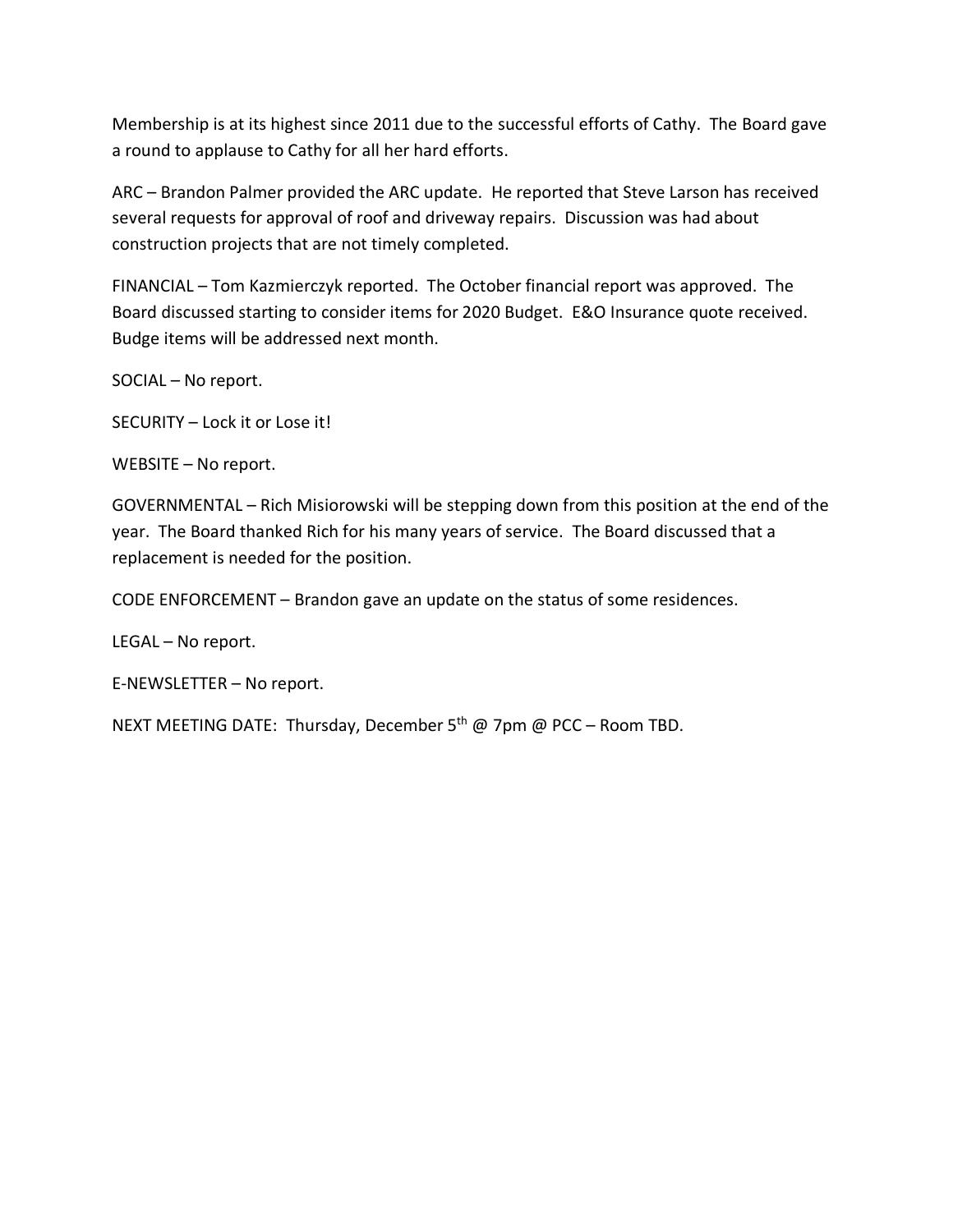Membership is at its highest since 2011 due to the successful efforts of Cathy. The Board gave a round to applause to Cathy for all her hard efforts.

ARC – Brandon Palmer provided the ARC update. He reported that Steve Larson has received several requests for approval of roof and driveway repairs. Discussion was had about construction projects that are not timely completed.

FINANCIAL – Tom Kazmierczyk reported. The October financial report was approved. The Board discussed starting to consider items for 2020 Budget. E&O Insurance quote received. Budge items will be addressed next month.

SOCIAL – No report.

SECURITY – Lock it or Lose it!

WEBSITE – No report.

GOVERNMENTAL – Rich Misiorowski will be stepping down from this position at the end of the year. The Board thanked Rich for his many years of service. The Board discussed that a replacement is needed for the position.

CODE ENFORCEMENT – Brandon gave an update on the status of some residences.

LEGAL – No report.

E-NEWSLETTER – No report.

NEXT MEETING DATE: Thursday, December 5th @ 7pm @ PCC – Room TBD.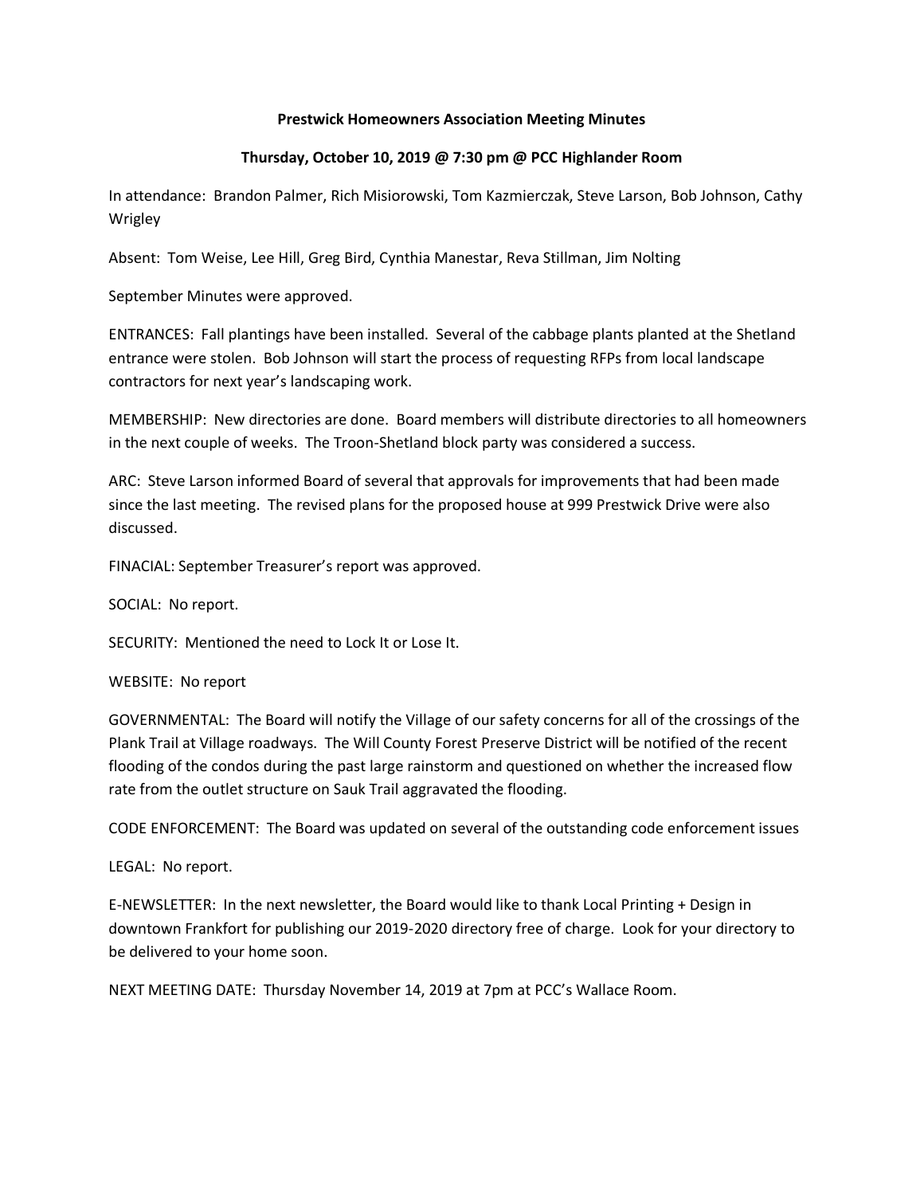**Prestwick Homeowners Association Meeting Minutes**

**Thursday, October 10, 2019 @ 7:30 pm @ PCC Highlander Room**

In attendance: Brandon Palmer, Rich Misiorowski, Tom Kazmierczak, Steve Larson, Bob Johnson, Cathy Wrigley

Absent: Tom Weise, Lee Hill, Greg Bird, Cynthia Manestar, Reva Stillman, Jim Nolting

September Minutes were approved.

ENTRANCES: Fall plantings have been installed. Several of the cabbage plants planted at the Shetland entrance were stolen. Bob Johnson will start the process of requesting RFPs from local landscape contractors for next year's landscaping work.

MEMBERSHIP: New directories are done. Board members will distribute directories to all homeowners in the next couple of weeks. The Troon-Shetland block party was considered a success.

ARC: Steve Larson informed Board of several that approvals for improvements that had been made since the last meeting. The revised plans for the proposed house at 999 Prestwick Drive were also discussed.

FINACIAL: September Treasurer's report was approved.

SOCIAL: No report.

SECURITY: Mentioned the need to Lock It or Lose It.

WEBSITE: No report

GOVERNMENTAL: The Board will notify the Village of our safety concerns for all of the crossings of the Plank Trail at Village roadways. The Will County Forest Preserve District will be notified of the recent flooding of the condos during the past large rainstorm and questioned on whether the increased flow rate from the outlet structure on Sauk Trail aggravated the flooding.

CODE ENFORCEMENT: The Board was updated on several of the outstanding code enforcement issues

LEGAL: No report.

E-NEWSLETTER: In the next newsletter, the Board would like to thank Local Printing + Design in downtown Frankfort for publishing our 2019-2020 directory free of charge. Look for your directory to be delivered to your home soon.

NEXT MEETING DATE: Thursday November 14, 2019 at 7pm at PCC's Wallace Room.